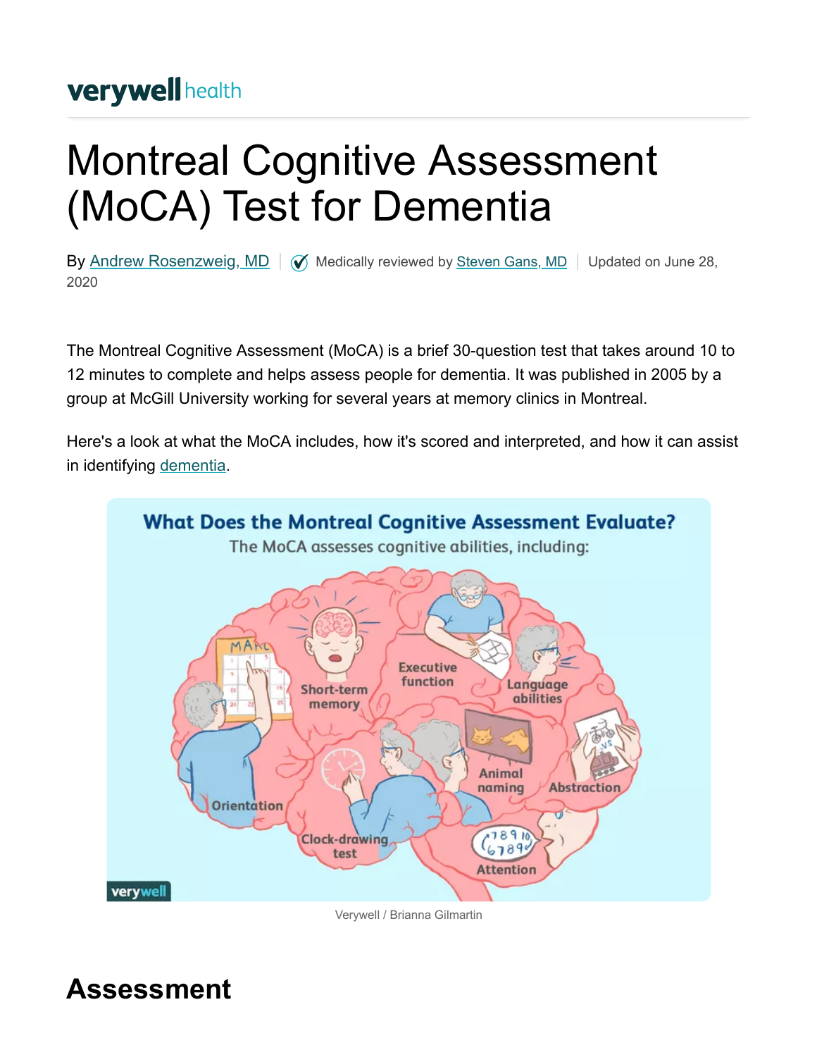verywell health

# Montreal Cognitive Assessment (MoCA) Test for Dementia

By Andrew Rosenzweig, MD | Medically reviewed by Steven Gans, MD | Updated on June 28, 2020

The Montreal Cognitive Assessment (MoCA) is a brief 30-question test that takes around 10 to 12 minutes to complete and helps assess people for dementia. It was published in 2005 by a group at McGill University working for several years at memory clinics in Montreal.

Here's a look at what the MoCA includes, how it's scored and interpreted, and how it can assist in identifying dementia.

**What Does the Montreal Cognitive Assessment Evaluate?**

The MoCA assesses cognitive abilities, including:

- Orientation
- Short-term memory
- Executive function
- Language abilities
- Animal naming
- Abstraction
- Clock-drawing test
- Attention

Verywell / Brianna Gilmartin

## Assessment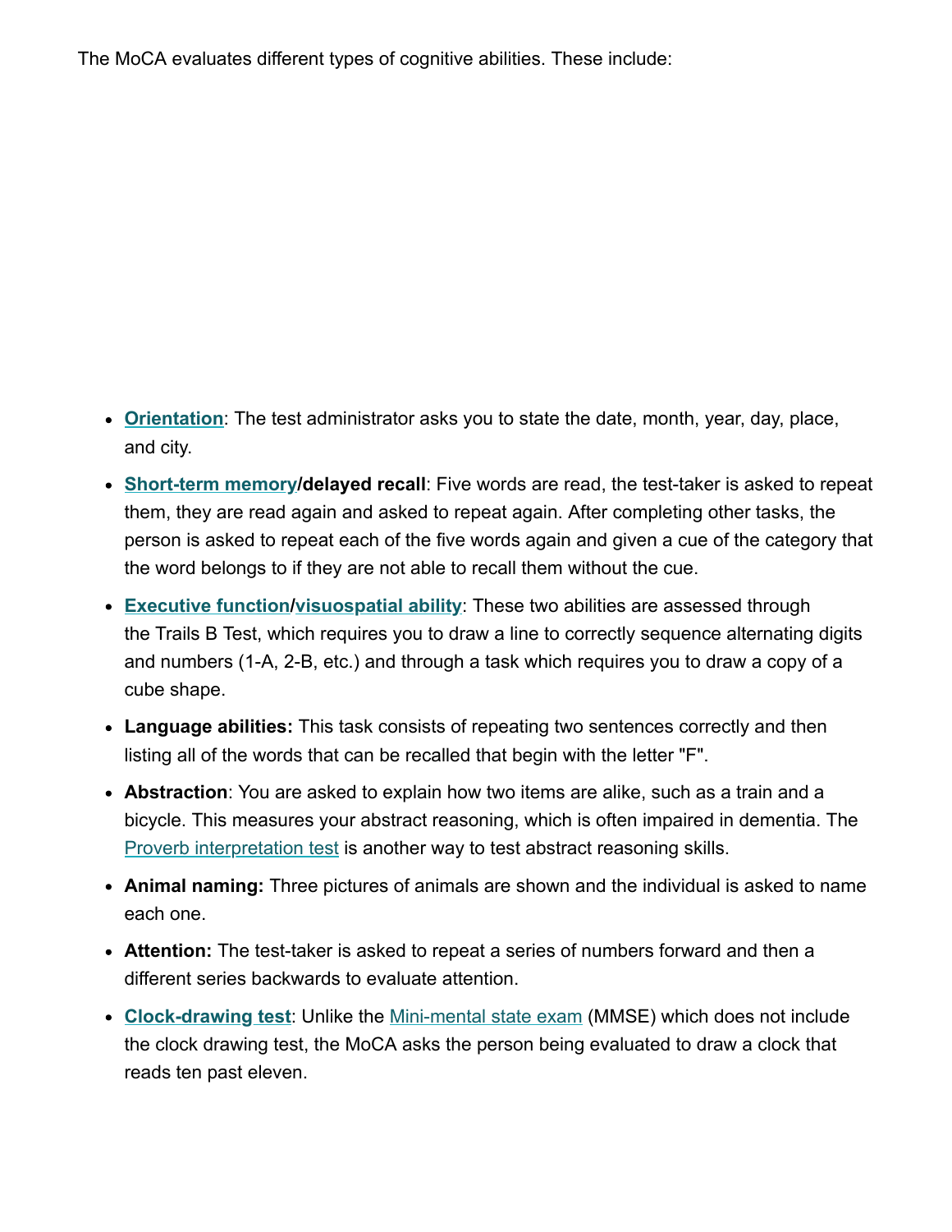The MoCA evaluates different types of cognitive abilities. These include:

- **Orientation**: The test administrator asks you to state the date, month, year, day, place, and city.
- **Short-term memory/delayed recall**: Five words are read, the test-taker is asked to repeat them, they are read again and asked to repeat again. After completing other tasks, the person is asked to repeat each of the five words again and given a cue of the category that the word belongs to if they are not able to recall them without the cue.
- **Executive function/visuospatial ability**: These two abilities are assessed through the Trails B Test, which requires you to draw a line to correctly sequence alternating digits and numbers (1-A, 2-B, etc.) and through a task which requires you to draw a copy of a cube shape.
- **Language abilities:** This task consists of repeating two sentences correctly and then listing all of the words that can be recalled that begin with the letter "F".
- **Abstraction**: You are asked to explain how two items are alike, such as a train and a bicycle. This measures your abstract reasoning, which is often impaired in dementia. The Proverb interpretation test is another way to test abstract reasoning skills.
- **Animal naming:** Three pictures of animals are shown and the individual is asked to name each one.
- **Attention:** The test-taker is asked to repeat a series of numbers forward and then a different series backwards to evaluate attention.
- **Clock-drawing test**: Unlike the Mini-mental state exam (MMSE) which does not include the clock drawing test, the MoCA asks the person being evaluated to draw a clock that reads ten past eleven.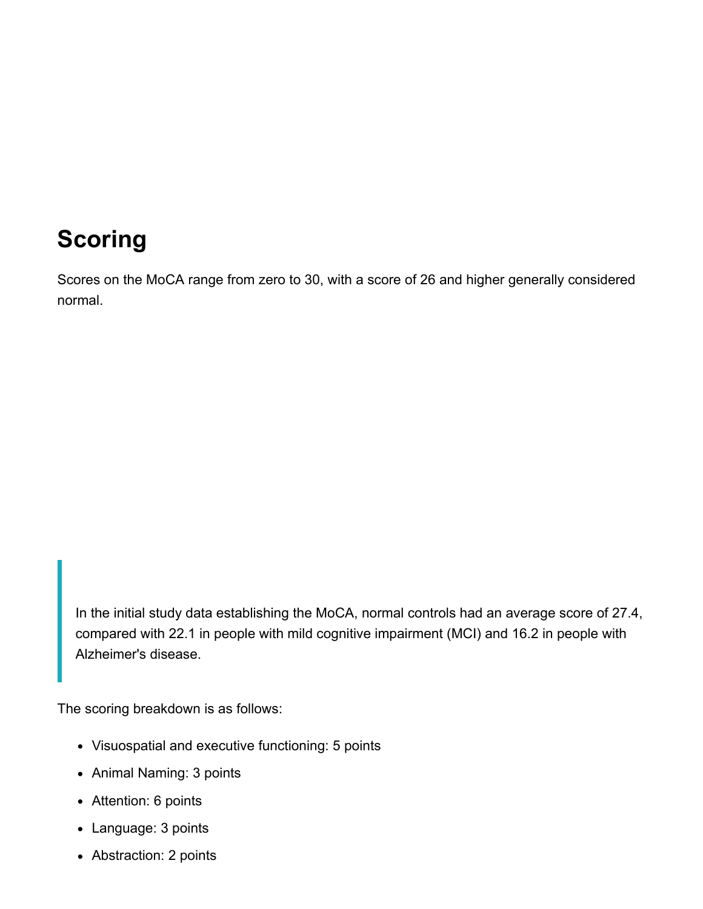## Scoring

Scores on the MoCA range from zero to 30, with a score of 26 and higher generally considered normal.

> In the initial study data establishing the MoCA, normal controls had an average score of 27.4, compared with 22.1 in people with mild cognitive impairment (MCI) and 16.2 in people with Alzheimer's disease.

The scoring breakdown is as follows:

- Visuospatial and executive functioning: 5 points
- Animal Naming: 3 points
- Attention: 6 points
- Language: 3 points
- Abstraction: 2 points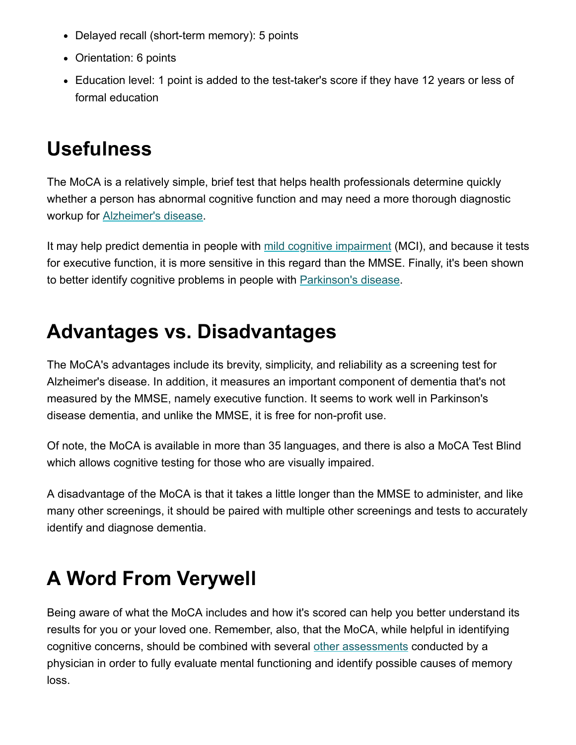- Delayed recall (short-term memory): 5 points
- Orientation: 6 points
- Education level: 1 point is added to the test-taker's score if they have 12 years or less of formal education

## Usefulness

The MoCA is a relatively simple, brief test that helps health professionals determine quickly whether a person has abnormal cognitive function and may need a more thorough diagnostic workup for Alzheimer's disease.

It may help predict dementia in people with mild cognitive impairment (MCI), and because it tests for executive function, it is more sensitive in this regard than the MMSE. Finally, it's been shown to better identify cognitive problems in people with Parkinson's disease.

## Advantages vs. Disadvantages

The MoCA's advantages include its brevity, simplicity, and reliability as a screening test for Alzheimer's disease. In addition, it measures an important component of dementia that's not measured by the MMSE, namely executive function. It seems to work well in Parkinson's disease dementia, and unlike the MMSE, it is free for non-profit use.

Of note, the MoCA is available in more than 35 languages, and there is also a MoCA Test Blind which allows cognitive testing for those who are visually impaired.

A disadvantage of the MoCA is that it takes a little longer than the MMSE to administer, and like many other screenings, it should be paired with multiple other screenings and tests to accurately identify and diagnose dementia.

## A Word From Verywell

Being aware of what the MoCA includes and how it's scored can help you better understand its results for you or your loved one. Remember, also, that the MoCA, while helpful in identifying cognitive concerns, should be combined with several other assessments conducted by a physician in order to fully evaluate mental functioning and identify possible causes of memory loss.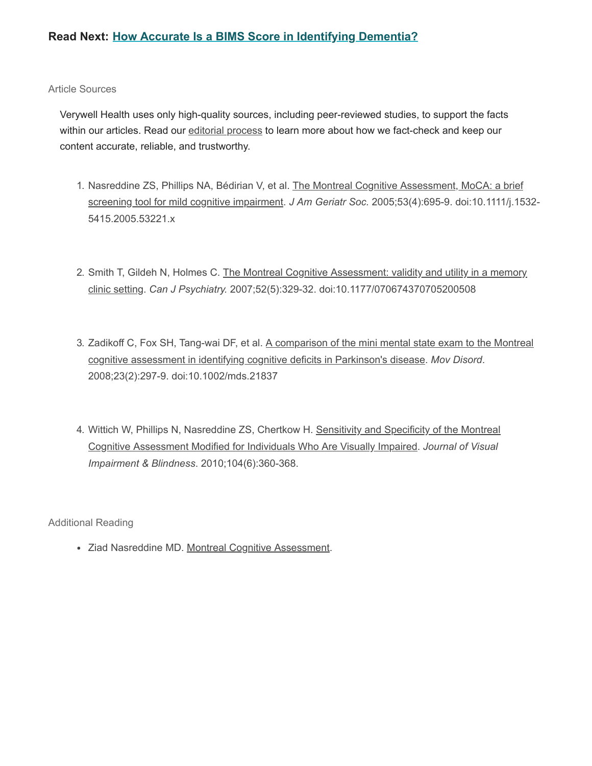**Read Next: How Accurate Is a BIMS Score in Identifying Dementia?**

Article Sources

Verywell Health uses only high-quality sources, including peer-reviewed studies, to support the facts within our articles. Read our editorial process to learn more about how we fact-check and keep our content accurate, reliable, and trustworthy.

1. Nasreddine ZS, Phillips NA, Bédirian V, et al. The Montreal Cognitive Assessment, MoCA: a brief screening tool for mild cognitive impairment. *J Am Geriatr Soc.* 2005;53(4):695-9. doi:10.1111/j.1532-5415.2005.53221.x

2. Smith T, Gildeh N, Holmes C. The Montreal Cognitive Assessment: validity and utility in a memory clinic setting. *Can J Psychiatry.* 2007;52(5):329-32. doi:10.1177/070674370705200508

3. Zadikoff C, Fox SH, Tang-wai DF, et al. A comparison of the mini mental state exam to the Montreal cognitive assessment in identifying cognitive deficits in Parkinson's disease. *Mov Disord*. 2008;23(2):297-9. doi:10.1002/mds.21837

4. Wittich W, Phillips N, Nasreddine ZS, Chertkow H. Sensitivity and Specificity of the Montreal Cognitive Assessment Modified for Individuals Who Are Visually Impaired. *Journal of Visual Impairment & Blindness*. 2010;104(6):360-368.

Additional Reading

- Ziad Nasreddine MD. Montreal Cognitive Assessment.